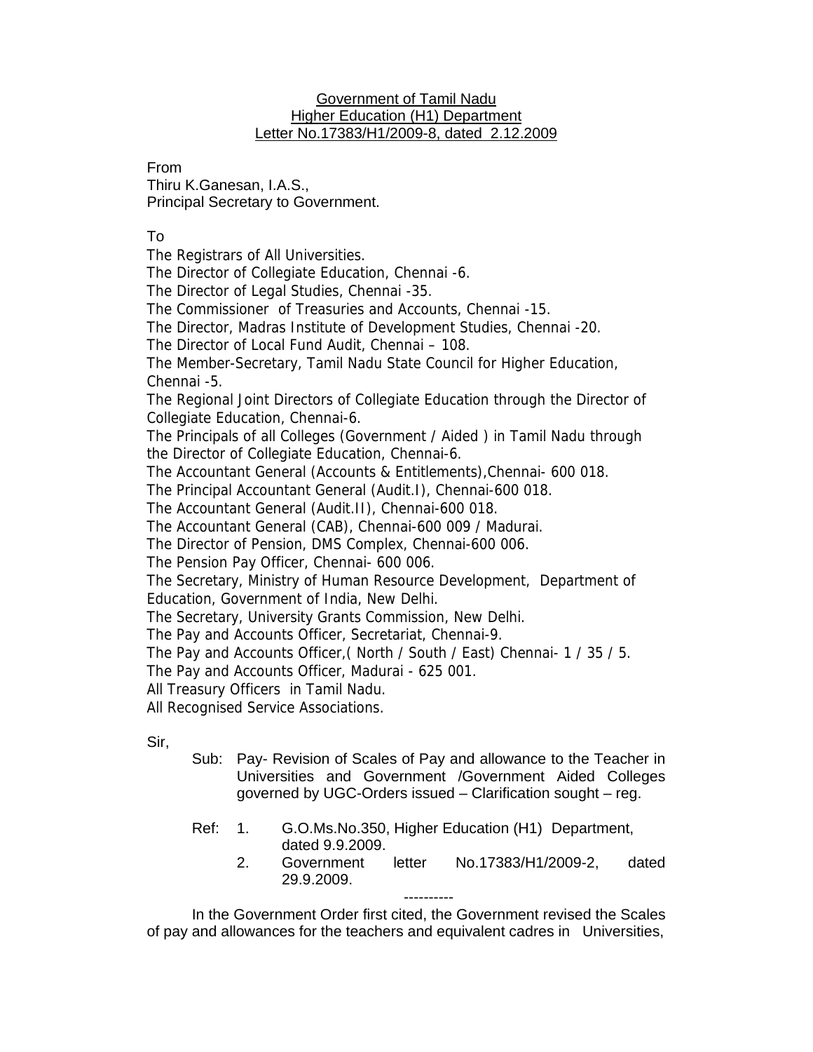Government of Tamil Nadu
Higher Education (H1) Department
Letter No.17383/H1/2009-8, dated 2.12.2009

From
Thiru K.Ganesan, I.A.S.,
Principal Secretary to Government.

To
The Registrars of All Universities.
The Director of Collegiate Education, Chennai -6.
The Director of Legal Studies, Chennai -35.
The Commissioner of Treasuries and Accounts, Chennai -15.
The Director, Madras Institute of Development Studies, Chennai -20.
The Director of Local Fund Audit, Chennai – 108.
The Member-Secretary, Tamil Nadu State Council for Higher Education, Chennai -5.
The Regional Joint Directors of Collegiate Education through the Director of Collegiate Education, Chennai-6.
The Principals of all Colleges (Government / Aided ) in Tamil Nadu through the Director of Collegiate Education, Chennai-6.
The Accountant General (Accounts & Entitlements),Chennai- 600 018.
The Principal Accountant General (Audit.I), Chennai-600 018.
The Accountant General (Audit.II), Chennai-600 018.
The Accountant General (CAB), Chennai-600 009 / Madurai.
The Director of Pension, DMS Complex, Chennai-600 006.
The Pension Pay Officer, Chennai- 600 006.
The Secretary, Ministry of Human Resource Development, Department of Education, Government of India, New Delhi.
The Secretary, University Grants Commission, New Delhi.
The Pay and Accounts Officer, Secretariat, Chennai-9.
The Pay and Accounts Officer,( North / South / East) Chennai- 1 / 35 / 5.
The Pay and Accounts Officer, Madurai - 625 001.
All Treasury Officers in Tamil Nadu.
All Recognised Service Associations.

Sir,

Sub: Pay- Revision of Scales of Pay and allowance to the Teacher in Universities and Government /Government Aided Colleges governed by UGC-Orders issued – Clarification sought – reg.

Ref: 1. G.O.Ms.No.350, Higher Education (H1) Department, dated 9.9.2009.
2. Government letter No.17383/H1/2009-2, dated 29.9.2009.

----------

In the Government Order first cited, the Government revised the Scales of pay and allowances for the teachers and equivalent cadres in Universities,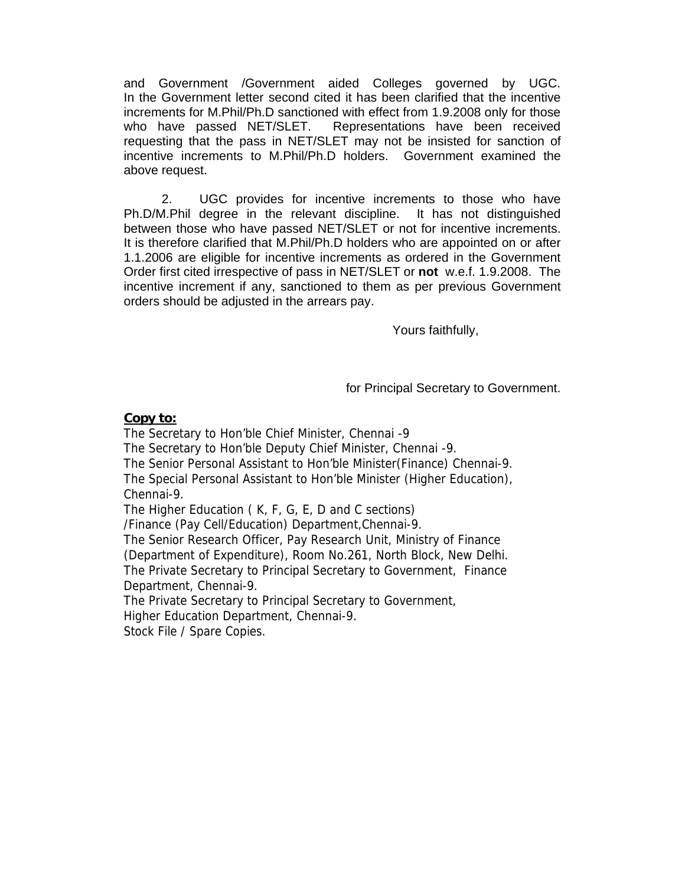and Government /Government aided Colleges governed by UGC. In the Government letter second cited it has been clarified that the incentive increments for M.Phil/Ph.D sanctioned with effect from 1.9.2008 only for those who have passed NET/SLET. Representations have been received requesting that the pass in NET/SLET may not be insisted for sanction of incentive increments to M.Phil/Ph.D holders. Government examined the above request.

2. UGC provides for incentive increments to those who have Ph.D/M.Phil degree in the relevant discipline. It has not distinguished between those who have passed NET/SLET or not for incentive increments. It is therefore clarified that M.Phil/Ph.D holders who are appointed on or after 1.1.2006 are eligible for incentive increments as ordered in the Government Order first cited irrespective of pass in NET/SLET or **not** w.e.f. 1.9.2008. The incentive increment if any, sanctioned to them as per previous Government orders should be adjusted in the arrears pay.

Yours faithfully,

for Principal Secretary to Government.

**Copy to:**

The Secretary to Hon'ble Chief Minister, Chennai -9
The Secretary to Hon'ble Deputy Chief Minister, Chennai -9.
The Senior Personal Assistant to Hon'ble Minister(Finance) Chennai-9.
The Special Personal Assistant to Hon'ble Minister (Higher Education), Chennai-9.
The Higher Education ( K, F, G, E, D and C sections) /Finance (Pay Cell/Education) Department,Chennai-9.
The Senior Research Officer, Pay Research Unit, Ministry of Finance (Department of Expenditure), Room No.261, North Block, New Delhi.
The Private Secretary to Principal Secretary to Government, Finance Department, Chennai-9.
The Private Secretary to Principal Secretary to Government, Higher Education Department, Chennai-9.
Stock File / Spare Copies.